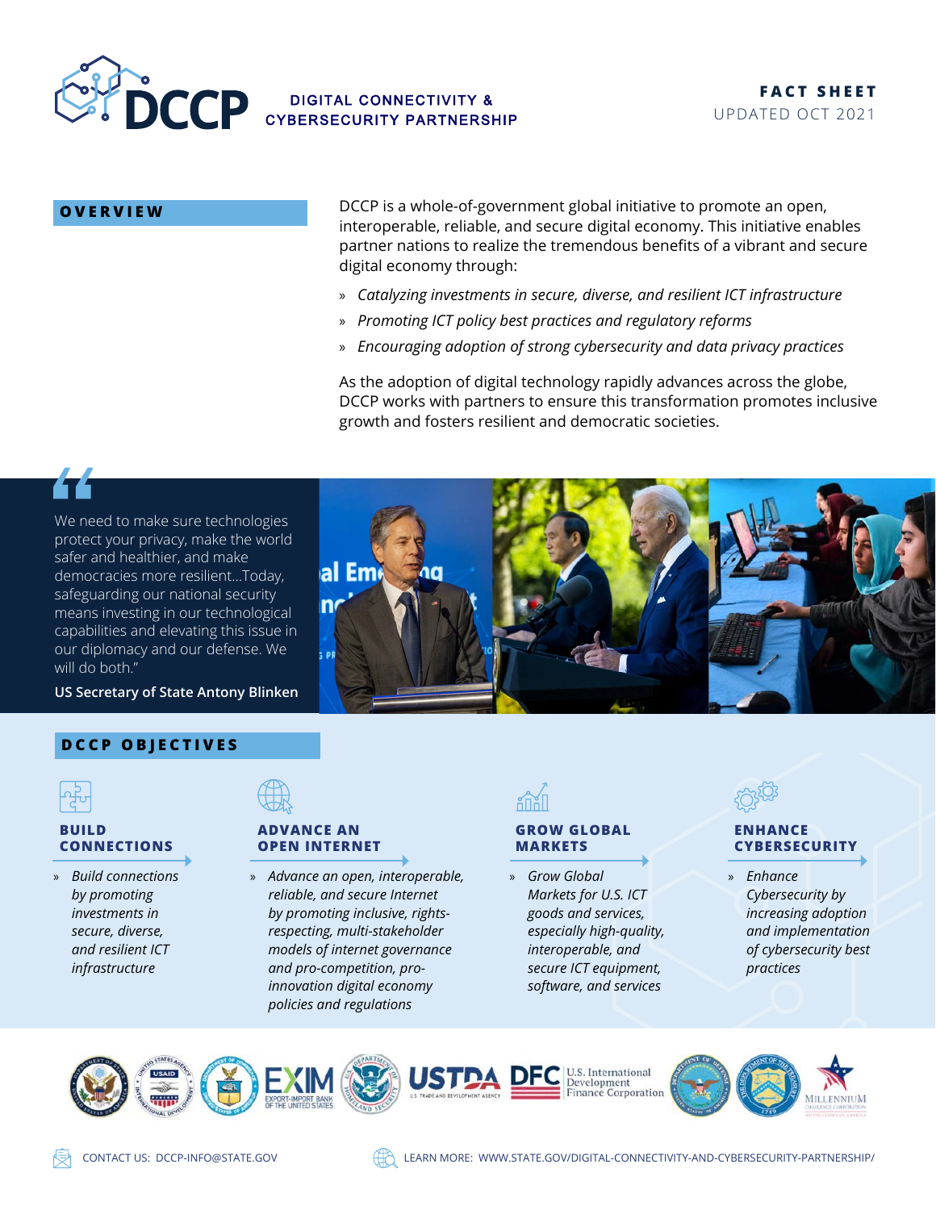# DCCP DIGITAL CONNECTIVITY & CYBERSECURITY PARTNERSHIP

**FACT SHEET**
UPDATED OCT 2021

## OVERVIEW

DCCP is a whole-of-government global initiative to promote an open, interoperable, reliable, and secure digital economy. This initiative enables partner nations to realize the tremendous benefits of a vibrant and secure digital economy through:

- *Catalyzing investments in secure, diverse, and resilient ICT infrastructure*
- *Promoting ICT policy best practices and regulatory reforms*
- *Encouraging adoption of strong cybersecurity and data privacy practices*

As the adoption of digital technology rapidly advances across the globe, DCCP works with partners to ensure this transformation promotes inclusive growth and fosters resilient and democratic societies.

> "We need to make sure technologies protect your privacy, make the world safer and healthier, and make democracies more resilient...Today, safeguarding our national security means investing in our technological capabilities and elevating this issue in our diplomacy and our defense. We will do both."
>
> **US Secretary of State Antony Blinken**

## DCCP OBJECTIVES

### BUILD CONNECTIONS

- *Build connections by promoting investments in secure, diverse, and resilient ICT infrastructure*

### ADVANCE AN OPEN INTERNET

- *Advance an open, interoperable, reliable, and secure Internet by promoting inclusive, rights-respecting, multi-stakeholder models of internet governance and pro-competition, pro-innovation digital economy policies and regulations*

### GROW GLOBAL MARKETS

- *Grow Global Markets for U.S. ICT goods and services, especially high-quality, interoperable, and secure ICT equipment, software, and services*

### ENHANCE CYBERSECURITY

- *Enhance Cybersecurity by increasing adoption and implementation of cybersecurity best practices*

CONTACT US: DCCP-INFO@STATE.GOV

LEARN MORE: WWW.STATE.GOV/DIGITAL-CONNECTIVITY-AND-CYBERSECURITY-PARTNERSHIP/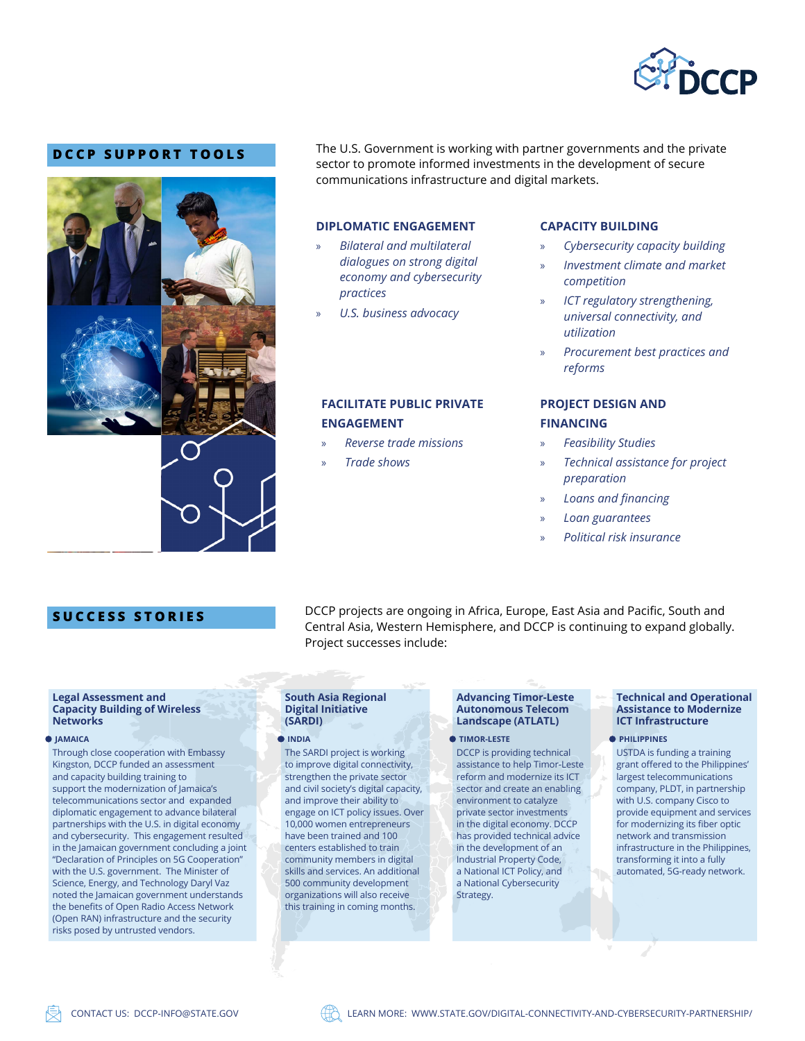## DCCP SUPPORT TOOLS

The U.S. Government is working with partner governments and the private sector to promote informed investments in the development of secure communications infrastructure and digital markets.

### DIPLOMATIC ENGAGEMENT

- *Bilateral and multilateral dialogues on strong digital economy and cybersecurity practices*
- *U.S. business advocacy*

### CAPACITY BUILDING

- *Cybersecurity capacity building*
- *Investment climate and market competition*
- *ICT regulatory strengthening, universal connectivity, and utilization*
- *Procurement best practices and reforms*

### FACILITATE PUBLIC PRIVATE ENGAGEMENT

- *Reverse trade missions*
- *Trade shows*

### PROJECT DESIGN AND FINANCING

- *Feasibility Studies*
- *Technical assistance for project preparation*
- *Loans and financing*
- *Loan guarantees*
- *Political risk insurance*

## SUCCESS STORIES

DCCP projects are ongoing in Africa, Europe, East Asia and Pacific, South and Central Asia, Western Hemisphere, and DCCP is continuing to expand globally. Project successes include:

### Legal Assessment and Capacity Building of Wireless Networks

**JAMAICA**

Through close cooperation with Embassy Kingston, DCCP funded an assessment and capacity building training to support the modernization of Jamaica's telecommunications sector and expanded diplomatic engagement to advance bilateral partnerships with the U.S. in digital economy and cybersecurity. This engagement resulted in the Jamaican government concluding a joint "Declaration of Principles on 5G Cooperation" with the U.S. government. The Minister of Science, Energy, and Technology Daryl Vaz noted the Jamaican government understands the benefits of Open Radio Access Network (Open RAN) infrastructure and the security risks posed by untrusted vendors.

### South Asia Regional Digital Initiative (SARDI)

**INDIA**

The SARDI project is working to improve digital connectivity, strengthen the private sector and civil society's digital capacity, and improve their ability to engage on ICT policy issues. Over 10,000 women entrepreneurs have been trained and 100 centers established to train community members in digital skills and services. An additional 500 community development organizations will also receive this training in coming months.

### Advancing Timor-Leste Autonomous Telecom Landscape (ATLATL)

**TIMOR-LESTE**

DCCP is providing technical assistance to help Timor-Leste reform and modernize its ICT sector and create an enabling environment to catalyze private sector investments in the digital economy. DCCP has provided technical advice in the development of an Industrial Property Code, a National ICT Policy, and a National Cybersecurity Strategy.

### Technical and Operational Assistance to Modernize ICT Infrastructure

**PHILIPPINES**

USTDA is funding a training grant offered to the Philippines' largest telecommunications company, PLDT, in partnership with U.S. company Cisco to provide equipment and services for modernizing its fiber optic network and transmission infrastructure in the Philippines, transforming it into a fully automated, 5G-ready network.

CONTACT US: DCCP-INFO@STATE.GOV

LEARN MORE: WWW.STATE.GOV/DIGITAL-CONNECTIVITY-AND-CYBERSECURITY-PARTNERSHIP/